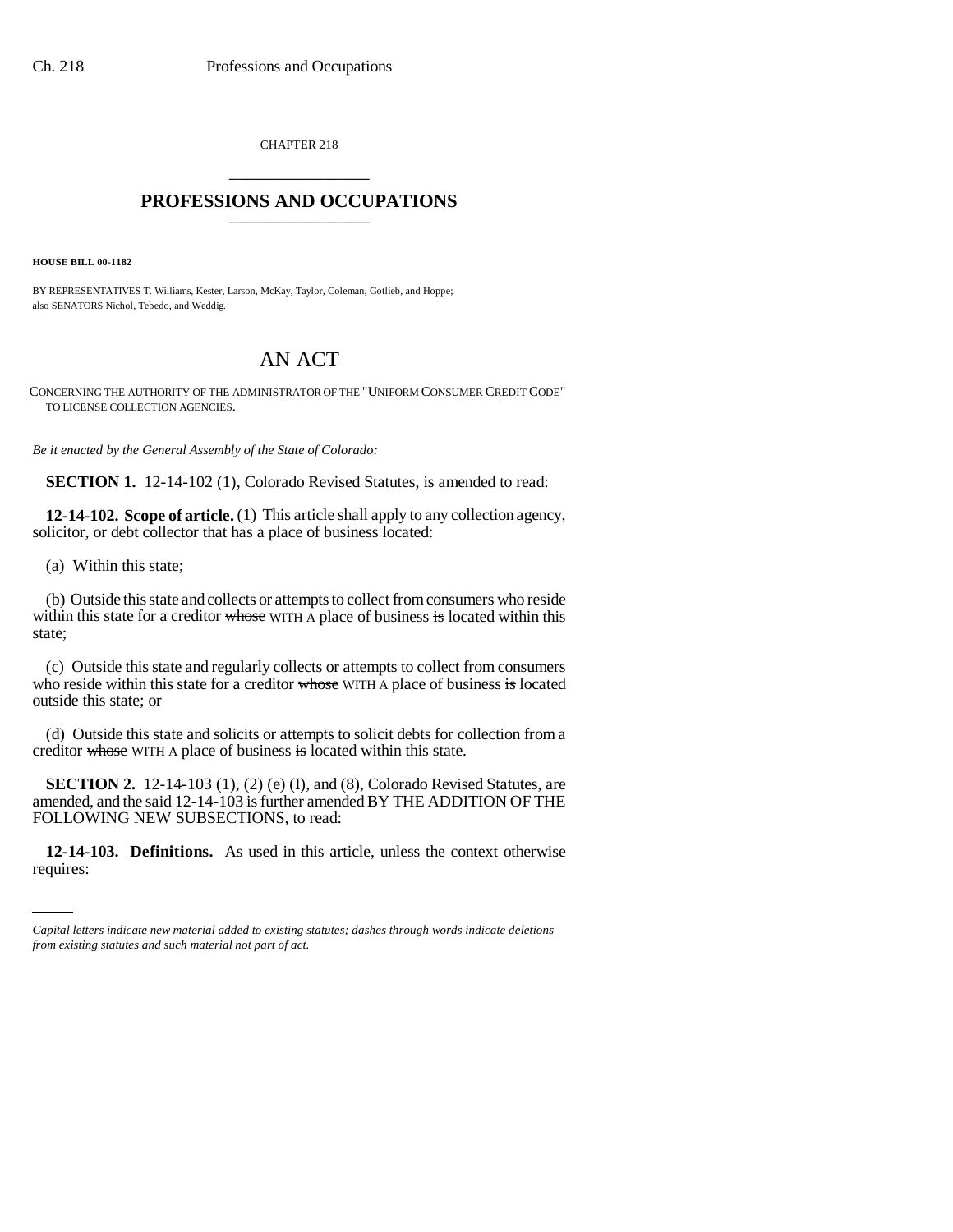CHAPTER 218

# PROFESSIONS AND OCCUPATIONS

**HOUSE BILL 00-1182**

BY REPRESENTATIVES T. Williams, Kester, Larson, McKay, Taylor, Coleman, Gotlieb, and Hoppe;
also SENATORS Nichol, Tebedo, and Weddig.

## AN ACT

CONCERNING THE AUTHORITY OF THE ADMINISTRATOR OF THE "UNIFORM CONSUMER CREDIT CODE" TO LICENSE COLLECTION AGENCIES.

*Be it enacted by the General Assembly of the State of Colorado:*

**SECTION 1.** 12-14-102 (1), Colorado Revised Statutes, is amended to read:

**12-14-102. Scope of article.** (1) This article shall apply to any collection agency, solicitor, or debt collector that has a place of business located:

(a) Within this state;

(b) Outside this state and collects or attempts to collect from consumers who reside within this state for a creditor ~~whose~~ WITH A place of business ~~is~~ located within this state;

(c) Outside this state and regularly collects or attempts to collect from consumers who reside within this state for a creditor ~~whose~~ WITH A place of business ~~is~~ located outside this state; or

(d) Outside this state and solicits or attempts to solicit debts for collection from a creditor ~~whose~~ WITH A place of business ~~is~~ located within this state.

**SECTION 2.** 12-14-103 (1), (2) (e) (I), and (8), Colorado Revised Statutes, are amended, and the said 12-14-103 is further amended BY THE ADDITION OF THE FOLLOWING NEW SUBSECTIONS, to read:

**12-14-103. Definitions.** As used in this article, unless the context otherwise requires:

*Capital letters indicate new material added to existing statutes; dashes through words indicate deletions from existing statutes and such material not part of act.*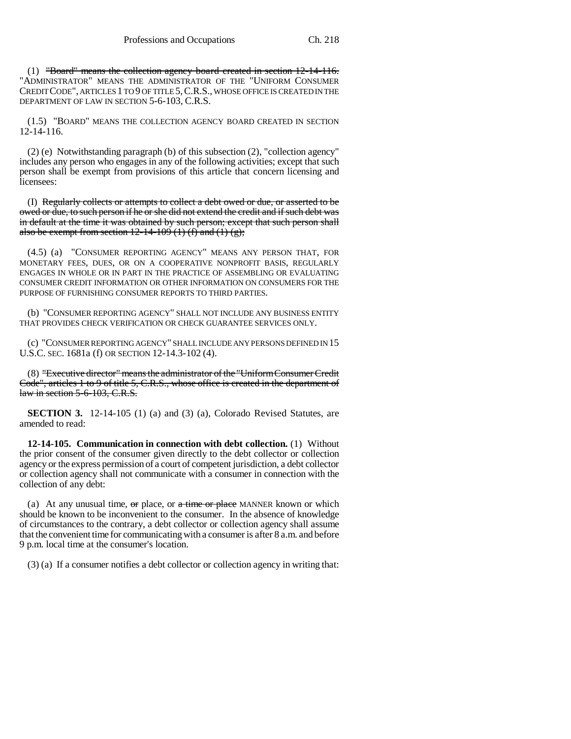(1) ~~"Board" means the collection agency board created in section 12-14-116.~~ "ADMINISTRATOR" MEANS THE ADMINISTRATOR OF THE "UNIFORM CONSUMER CREDIT CODE", ARTICLES 1 TO 9 OF TITLE 5, C.R.S., WHOSE OFFICE IS CREATED IN THE DEPARTMENT OF LAW IN SECTION 5-6-103, C.R.S.

(1.5) "BOARD" MEANS THE COLLECTION AGENCY BOARD CREATED IN SECTION 12-14-116.

(2) (e) Notwithstanding paragraph (b) of this subsection (2), "collection agency" includes any person who engages in any of the following activities; except that such person shall be exempt from provisions of this article that concern licensing and licensees:

(I) ~~Regularly collects or attempts to collect a debt owed or due, or asserted to be owed or due, to such person if he or she did not extend the credit and if such debt was in default at the time it was obtained by such person; except that such person shall also be exempt from section 12-14-109 (1) (f) and (1) (g);~~

(4.5) (a) "CONSUMER REPORTING AGENCY" MEANS ANY PERSON THAT, FOR MONETARY FEES, DUES, OR ON A COOPERATIVE NONPROFIT BASIS, REGULARLY ENGAGES IN WHOLE OR IN PART IN THE PRACTICE OF ASSEMBLING OR EVALUATING CONSUMER CREDIT INFORMATION OR OTHER INFORMATION ON CONSUMERS FOR THE PURPOSE OF FURNISHING CONSUMER REPORTS TO THIRD PARTIES.

(b) "CONSUMER REPORTING AGENCY" SHALL NOT INCLUDE ANY BUSINESS ENTITY THAT PROVIDES CHECK VERIFICATION OR CHECK GUARANTEE SERVICES ONLY.

(c) "CONSUMER REPORTING AGENCY" SHALL INCLUDE ANY PERSONS DEFINED IN 15 U.S.C. SEC. 1681a (f) OR SECTION 12-14.3-102 (4).

(8) ~~"Executive director" means the administrator of the "Uniform Consumer Credit Code", articles 1 to 9 of title 5, C.R.S., whose office is created in the department of law in section 5-6-103, C.R.S.~~

**SECTION 3.** 12-14-105 (1) (a) and (3) (a), Colorado Revised Statutes, are amended to read:

**12-14-105. Communication in connection with debt collection.** (1) Without the prior consent of the consumer given directly to the debt collector or collection agency or the express permission of a court of competent jurisdiction, a debt collector or collection agency shall not communicate with a consumer in connection with the collection of any debt:

(a) At any unusual time, ~~or~~ place, or ~~a time or place~~ MANNER known or which should be known to be inconvenient to the consumer. In the absence of knowledge of circumstances to the contrary, a debt collector or collection agency shall assume that the convenient time for communicating with a consumer is after 8 a.m. and before 9 p.m. local time at the consumer's location.

(3) (a) If a consumer notifies a debt collector or collection agency in writing that: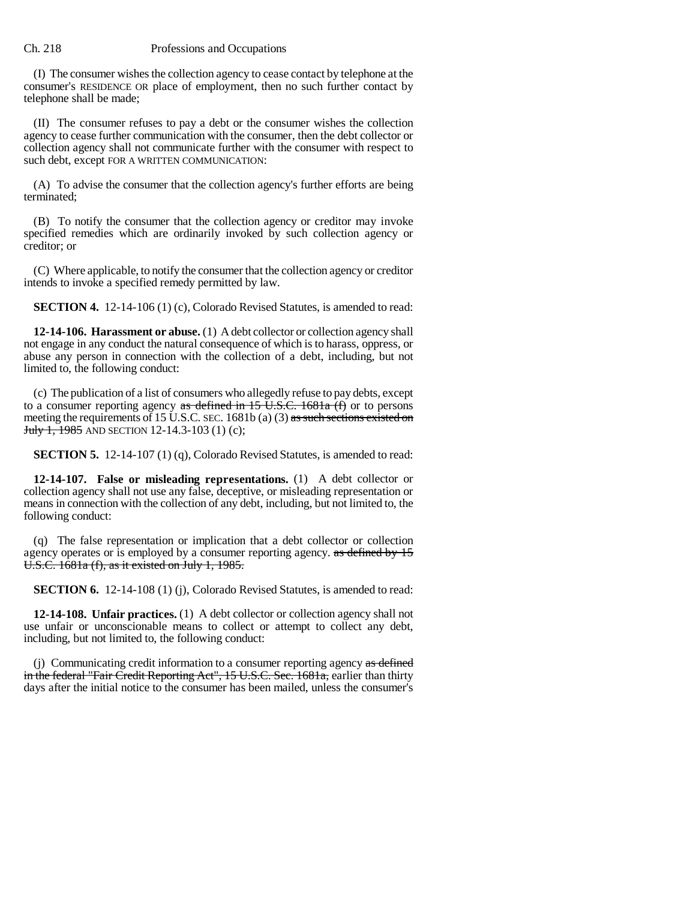(I) The consumer wishes the collection agency to cease contact by telephone at the consumer's RESIDENCE OR place of employment, then no such further contact by telephone shall be made;

(II) The consumer refuses to pay a debt or the consumer wishes the collection agency to cease further communication with the consumer, then the debt collector or collection agency shall not communicate further with the consumer with respect to such debt, except FOR A WRITTEN COMMUNICATION:

(A) To advise the consumer that the collection agency's further efforts are being terminated;

(B) To notify the consumer that the collection agency or creditor may invoke specified remedies which are ordinarily invoked by such collection agency or creditor; or

(C) Where applicable, to notify the consumer that the collection agency or creditor intends to invoke a specified remedy permitted by law.

**SECTION 4.** 12-14-106 (1) (c), Colorado Revised Statutes, is amended to read:

**12-14-106. Harassment or abuse.** (1) A debt collector or collection agency shall not engage in any conduct the natural consequence of which is to harass, oppress, or abuse any person in connection with the collection of a debt, including, but not limited to, the following conduct:

(c) The publication of a list of consumers who allegedly refuse to pay debts, except to a consumer reporting agency ~~as defined in 15 U.S.C. 1681a (f)~~ or to persons meeting the requirements of 15 U.S.C. SEC. 1681b (a) (3) ~~as such sections existed on July 1, 1985~~ AND SECTION 12-14.3-103 (1) (c);

**SECTION 5.** 12-14-107 (1) (q), Colorado Revised Statutes, is amended to read:

**12-14-107. False or misleading representations.** (1) A debt collector or collection agency shall not use any false, deceptive, or misleading representation or means in connection with the collection of any debt, including, but not limited to, the following conduct:

(q) The false representation or implication that a debt collector or collection agency operates or is employed by a consumer reporting agency. ~~as defined by 15 U.S.C. 1681a (f), as it existed on July 1, 1985.~~

**SECTION 6.** 12-14-108 (1) (j), Colorado Revised Statutes, is amended to read:

**12-14-108. Unfair practices.** (1) A debt collector or collection agency shall not use unfair or unconscionable means to collect or attempt to collect any debt, including, but not limited to, the following conduct:

(j) Communicating credit information to a consumer reporting agency ~~as defined in the federal "Fair Credit Reporting Act", 15 U.S.C. Sec. 1681a,~~ earlier than thirty days after the initial notice to the consumer has been mailed, unless the consumer's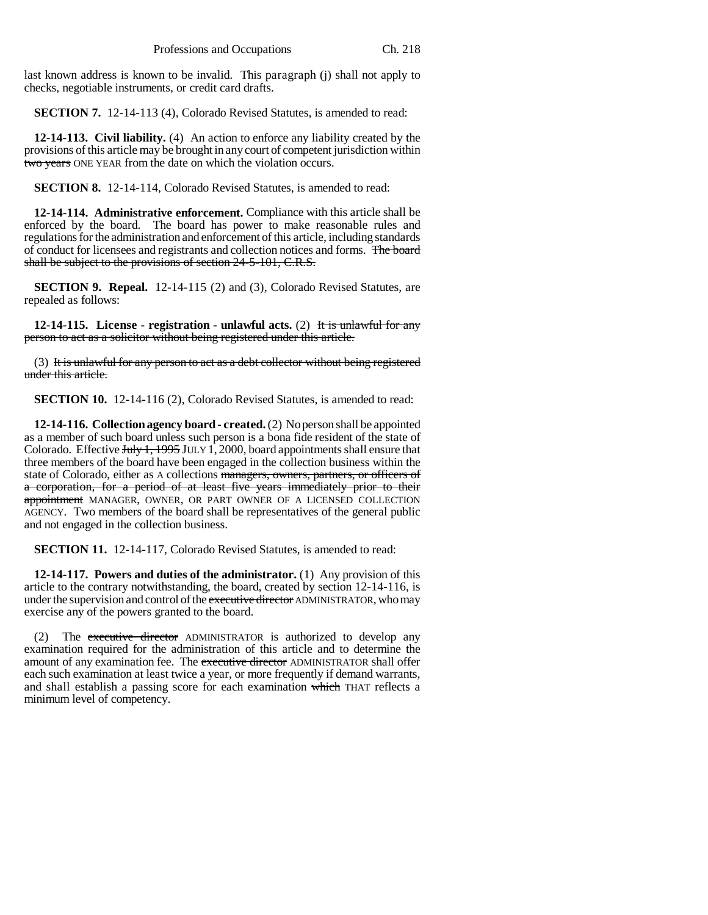last known address is known to be invalid. This paragraph (j) shall not apply to checks, negotiable instruments, or credit card drafts.

**SECTION 7.** 12-14-113 (4), Colorado Revised Statutes, is amended to read:

**12-14-113. Civil liability.** (4) An action to enforce any liability created by the provisions of this article may be brought in any court of competent jurisdiction within ~~two years~~ ONE YEAR from the date on which the violation occurs.

**SECTION 8.** 12-14-114, Colorado Revised Statutes, is amended to read:

**12-14-114. Administrative enforcement.** Compliance with this article shall be enforced by the board. The board has power to make reasonable rules and regulations for the administration and enforcement of this article, including standards of conduct for licensees and registrants and collection notices and forms. ~~The board shall be subject to the provisions of section 24-5-101, C.R.S.~~

**SECTION 9. Repeal.** 12-14-115 (2) and (3), Colorado Revised Statutes, are repealed as follows:

**12-14-115. License - registration - unlawful acts.** (2) ~~It is unlawful for any person to act as a solicitor without being registered under this article.~~

(3) ~~It is unlawful for any person to act as a debt collector without being registered under this article.~~

**SECTION 10.** 12-14-116 (2), Colorado Revised Statutes, is amended to read:

**12-14-116. Collection agency board - created.** (2) No person shall be appointed as a member of such board unless such person is a bona fide resident of the state of Colorado. Effective ~~July 1, 1995~~ JULY 1, 2000, board appointments shall ensure that three members of the board have been engaged in the collection business within the state of Colorado, either as A collections ~~managers, owners, partners, or officers of a corporation, for a period of at least five years immediately prior to their appointment~~ MANAGER, OWNER, OR PART OWNER OF A LICENSED COLLECTION AGENCY. Two members of the board shall be representatives of the general public and not engaged in the collection business.

**SECTION 11.** 12-14-117, Colorado Revised Statutes, is amended to read:

**12-14-117. Powers and duties of the administrator.** (1) Any provision of this article to the contrary notwithstanding, the board, created by section 12-14-116, is under the supervision and control of the ~~executive director~~ ADMINISTRATOR, who may exercise any of the powers granted to the board.

(2) The ~~executive director~~ ADMINISTRATOR is authorized to develop any examination required for the administration of this article and to determine the amount of any examination fee. The ~~executive director~~ ADMINISTRATOR shall offer each such examination at least twice a year, or more frequently if demand warrants, and shall establish a passing score for each examination ~~which~~ THAT reflects a minimum level of competency.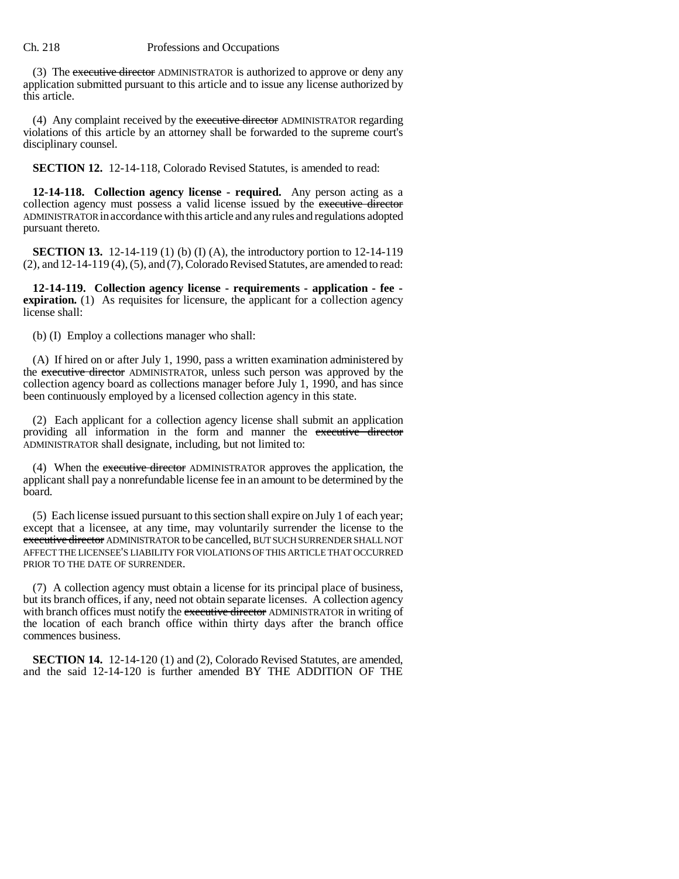(3) The ~~executive director~~ ADMINISTRATOR is authorized to approve or deny any application submitted pursuant to this article and to issue any license authorized by this article.

(4) Any complaint received by the ~~executive director~~ ADMINISTRATOR regarding violations of this article by an attorney shall be forwarded to the supreme court's disciplinary counsel.

**SECTION 12.** 12-14-118, Colorado Revised Statutes, is amended to read:

**12-14-118. Collection agency license - required.** Any person acting as a collection agency must possess a valid license issued by the ~~executive director~~ ADMINISTRATOR in accordance with this article and any rules and regulations adopted pursuant thereto.

**SECTION 13.** 12-14-119 (1) (b) (I) (A), the introductory portion to 12-14-119 (2), and 12-14-119 (4), (5), and (7), Colorado Revised Statutes, are amended to read:

**12-14-119. Collection agency license - requirements - application - fee - expiration.** (1) As requisites for licensure, the applicant for a collection agency license shall:

(b) (I) Employ a collections manager who shall:

(A) If hired on or after July 1, 1990, pass a written examination administered by the ~~executive director~~ ADMINISTRATOR, unless such person was approved by the collection agency board as collections manager before July 1, 1990, and has since been continuously employed by a licensed collection agency in this state.

(2) Each applicant for a collection agency license shall submit an application providing all information in the form and manner the ~~executive director~~ ADMINISTRATOR shall designate, including, but not limited to:

(4) When the ~~executive director~~ ADMINISTRATOR approves the application, the applicant shall pay a nonrefundable license fee in an amount to be determined by the board.

(5) Each license issued pursuant to this section shall expire on July 1 of each year; except that a licensee, at any time, may voluntarily surrender the license to the ~~executive director~~ ADMINISTRATOR to be cancelled, BUT SUCH SURRENDER SHALL NOT AFFECT THE LICENSEE'S LIABILITY FOR VIOLATIONS OF THIS ARTICLE THAT OCCURRED PRIOR TO THE DATE OF SURRENDER.

(7) A collection agency must obtain a license for its principal place of business, but its branch offices, if any, need not obtain separate licenses. A collection agency with branch offices must notify the ~~executive director~~ ADMINISTRATOR in writing of the location of each branch office within thirty days after the branch office commences business.

**SECTION 14.** 12-14-120 (1) and (2), Colorado Revised Statutes, are amended, and the said 12-14-120 is further amended BY THE ADDITION OF THE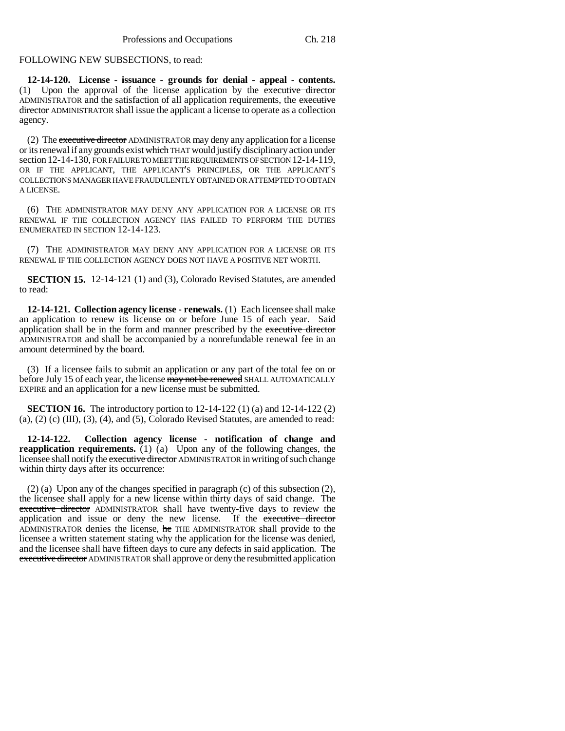FOLLOWING NEW SUBSECTIONS, to read:

**12-14-120. License - issuance - grounds for denial - appeal - contents.** (1) Upon the approval of the license application by the ~~executive director~~ ADMINISTRATOR and the satisfaction of all application requirements, the ~~executive director~~ ADMINISTRATOR shall issue the applicant a license to operate as a collection agency.

(2) The ~~executive director~~ ADMINISTRATOR may deny any application for a license or its renewal if any grounds exist ~~which~~ THAT would justify disciplinary action under section 12-14-130, FOR FAILURE TO MEET THE REQUIREMENTS OF SECTION 12-14-119, OR IF THE APPLICANT, THE APPLICANT'S PRINCIPLES, OR THE APPLICANT'S COLLECTIONS MANAGER HAVE FRAUDULENTLY OBTAINED OR ATTEMPTED TO OBTAIN A LICENSE.

(6) THE ADMINISTRATOR MAY DENY ANY APPLICATION FOR A LICENSE OR ITS RENEWAL IF THE COLLECTION AGENCY HAS FAILED TO PERFORM THE DUTIES ENUMERATED IN SECTION 12-14-123.

(7) THE ADMINISTRATOR MAY DENY ANY APPLICATION FOR A LICENSE OR ITS RENEWAL IF THE COLLECTION AGENCY DOES NOT HAVE A POSITIVE NET WORTH.

**SECTION 15.** 12-14-121 (1) and (3), Colorado Revised Statutes, are amended to read:

**12-14-121. Collection agency license - renewals.** (1) Each licensee shall make an application to renew its license on or before June 15 of each year. Said application shall be in the form and manner prescribed by the ~~executive director~~ ADMINISTRATOR and shall be accompanied by a nonrefundable renewal fee in an amount determined by the board.

(3) If a licensee fails to submit an application or any part of the total fee on or before July 15 of each year, the license ~~may not be renewed~~ SHALL AUTOMATICALLY EXPIRE and an application for a new license must be submitted.

**SECTION 16.** The introductory portion to 12-14-122 (1) (a) and 12-14-122 (2) (a), (2) (c) (III), (3), (4), and (5), Colorado Revised Statutes, are amended to read:

**12-14-122. Collection agency license - notification of change and reapplication requirements.** (1) (a) Upon any of the following changes, the licensee shall notify the ~~executive director~~ ADMINISTRATOR in writing of such change within thirty days after its occurrence:

(2) (a) Upon any of the changes specified in paragraph (c) of this subsection (2), the licensee shall apply for a new license within thirty days of said change. The ~~executive director~~ ADMINISTRATOR shall have twenty-five days to review the application and issue or deny the new license. If the ~~executive director~~ ADMINISTRATOR denies the license, ~~he~~ THE ADMINISTRATOR shall provide to the licensee a written statement stating why the application for the license was denied, and the licensee shall have fifteen days to cure any defects in said application. The ~~executive director~~ ADMINISTRATOR shall approve or deny the resubmitted application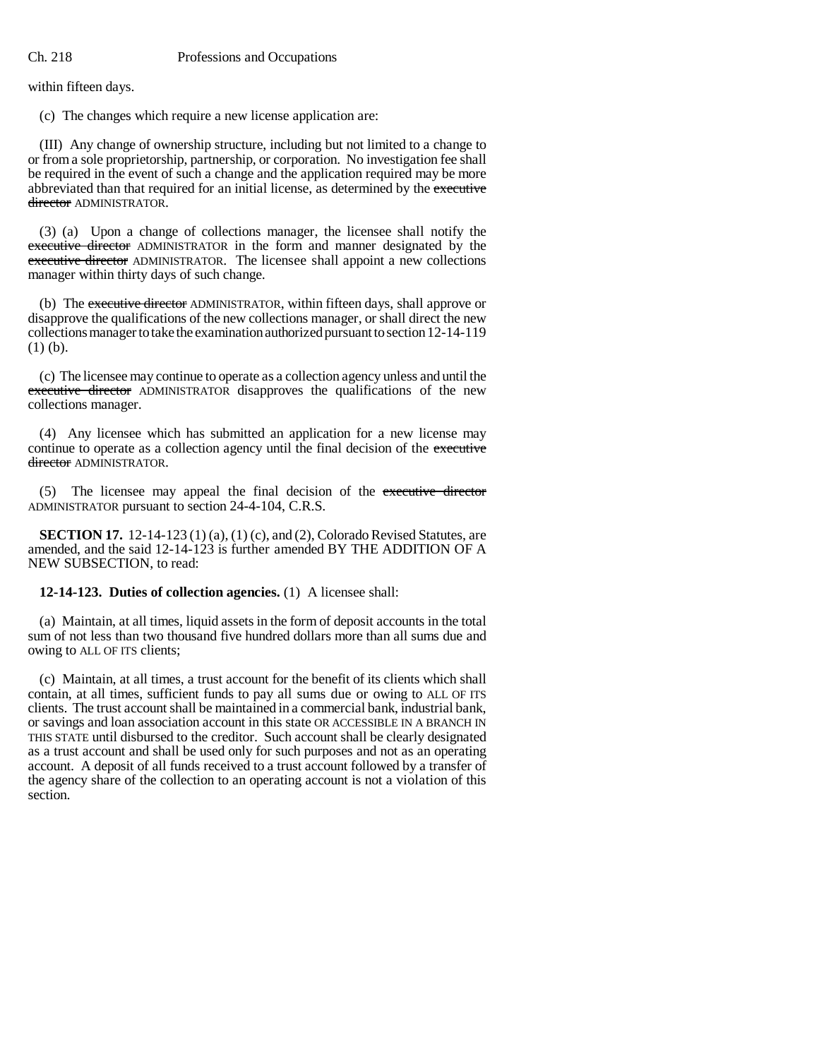within fifteen days.

(c) The changes which require a new license application are:

(III) Any change of ownership structure, including but not limited to a change to or from a sole proprietorship, partnership, or corporation. No investigation fee shall be required in the event of such a change and the application required may be more abbreviated than that required for an initial license, as determined by the ~~executive director~~ ADMINISTRATOR.

(3) (a) Upon a change of collections manager, the licensee shall notify the ~~executive director~~ ADMINISTRATOR in the form and manner designated by the ~~executive director~~ ADMINISTRATOR. The licensee shall appoint a new collections manager within thirty days of such change.

(b) The ~~executive director~~ ADMINISTRATOR, within fifteen days, shall approve or disapprove the qualifications of the new collections manager, or shall direct the new collections manager to take the examination authorized pursuant to section 12-14-119 (1) (b).

(c) The licensee may continue to operate as a collection agency unless and until the ~~executive director~~ ADMINISTRATOR disapproves the qualifications of the new collections manager.

(4) Any licensee which has submitted an application for a new license may continue to operate as a collection agency until the final decision of the ~~executive director~~ ADMINISTRATOR.

(5) The licensee may appeal the final decision of the ~~executive director~~ ADMINISTRATOR pursuant to section 24-4-104, C.R.S.

**SECTION 17.** 12-14-123 (1) (a), (1) (c), and (2), Colorado Revised Statutes, are amended, and the said 12-14-123 is further amended BY THE ADDITION OF A NEW SUBSECTION, to read:

**12-14-123. Duties of collection agencies.** (1) A licensee shall:

(a) Maintain, at all times, liquid assets in the form of deposit accounts in the total sum of not less than two thousand five hundred dollars more than all sums due and owing to ALL OF ITS clients;

(c) Maintain, at all times, a trust account for the benefit of its clients which shall contain, at all times, sufficient funds to pay all sums due or owing to ALL OF ITS clients. The trust account shall be maintained in a commercial bank, industrial bank, or savings and loan association account in this state OR ACCESSIBLE IN A BRANCH IN THIS STATE until disbursed to the creditor. Such account shall be clearly designated as a trust account and shall be used only for such purposes and not as an operating account. A deposit of all funds received to a trust account followed by a transfer of the agency share of the collection to an operating account is not a violation of this section.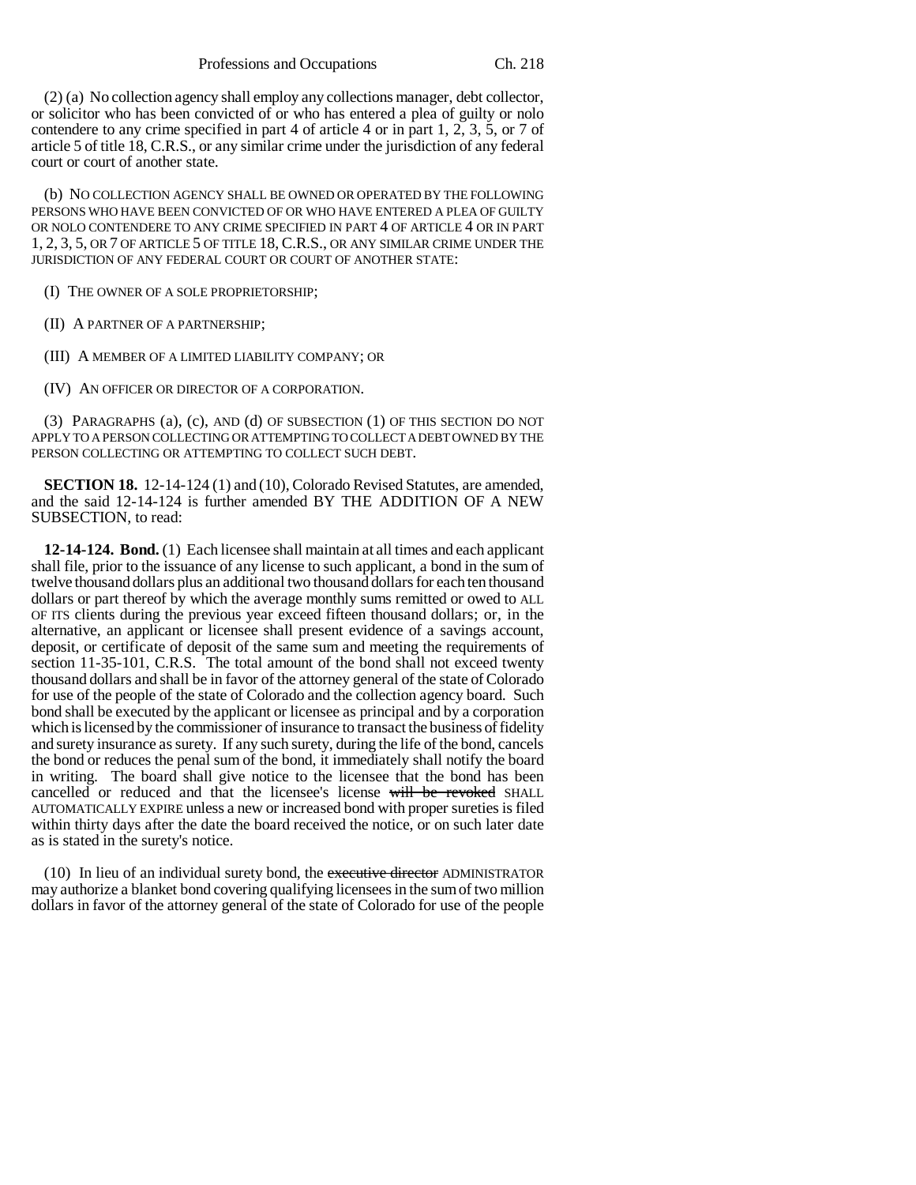(2) (a) No collection agency shall employ any collections manager, debt collector, or solicitor who has been convicted of or who has entered a plea of guilty or nolo contendere to any crime specified in part 4 of article 4 or in part 1, 2, 3, 5, or 7 of article 5 of title 18, C.R.S., or any similar crime under the jurisdiction of any federal court or court of another state.

(b) NO COLLECTION AGENCY SHALL BE OWNED OR OPERATED BY THE FOLLOWING PERSONS WHO HAVE BEEN CONVICTED OF OR WHO HAVE ENTERED A PLEA OF GUILTY OR NOLO CONTENDERE TO ANY CRIME SPECIFIED IN PART 4 OF ARTICLE 4 OR IN PART 1, 2, 3, 5, OR 7 OF ARTICLE 5 OF TITLE 18, C.R.S., OR ANY SIMILAR CRIME UNDER THE JURISDICTION OF ANY FEDERAL COURT OR COURT OF ANOTHER STATE:

(I) THE OWNER OF A SOLE PROPRIETORSHIP;

(II) A PARTNER OF A PARTNERSHIP;

(III) A MEMBER OF A LIMITED LIABILITY COMPANY; OR

(IV) AN OFFICER OR DIRECTOR OF A CORPORATION.

(3) PARAGRAPHS (a), (c), AND (d) OF SUBSECTION (1) OF THIS SECTION DO NOT APPLY TO A PERSON COLLECTING OR ATTEMPTING TO COLLECT A DEBT OWNED BY THE PERSON COLLECTING OR ATTEMPTING TO COLLECT SUCH DEBT.

**SECTION 18.** 12-14-124 (1) and (10), Colorado Revised Statutes, are amended, and the said 12-14-124 is further amended BY THE ADDITION OF A NEW SUBSECTION, to read:

**12-14-124. Bond.** (1) Each licensee shall maintain at all times and each applicant shall file, prior to the issuance of any license to such applicant, a bond in the sum of twelve thousand dollars plus an additional two thousand dollars for each ten thousand dollars or part thereof by which the average monthly sums remitted or owed to ALL OF ITS clients during the previous year exceed fifteen thousand dollars; or, in the alternative, an applicant or licensee shall present evidence of a savings account, deposit, or certificate of deposit of the same sum and meeting the requirements of section 11-35-101, C.R.S. The total amount of the bond shall not exceed twenty thousand dollars and shall be in favor of the attorney general of the state of Colorado for use of the people of the state of Colorado and the collection agency board. Such bond shall be executed by the applicant or licensee as principal and by a corporation which is licensed by the commissioner of insurance to transact the business of fidelity and surety insurance as surety. If any such surety, during the life of the bond, cancels the bond or reduces the penal sum of the bond, it immediately shall notify the board in writing. The board shall give notice to the licensee that the bond has been cancelled or reduced and that the licensee's license ~~will be revoked~~ SHALL AUTOMATICALLY EXPIRE unless a new or increased bond with proper sureties is filed within thirty days after the date the board received the notice, or on such later date as is stated in the surety's notice.

(10) In lieu of an individual surety bond, the ~~executive director~~ ADMINISTRATOR may authorize a blanket bond covering qualifying licensees in the sum of two million dollars in favor of the attorney general of the state of Colorado for use of the people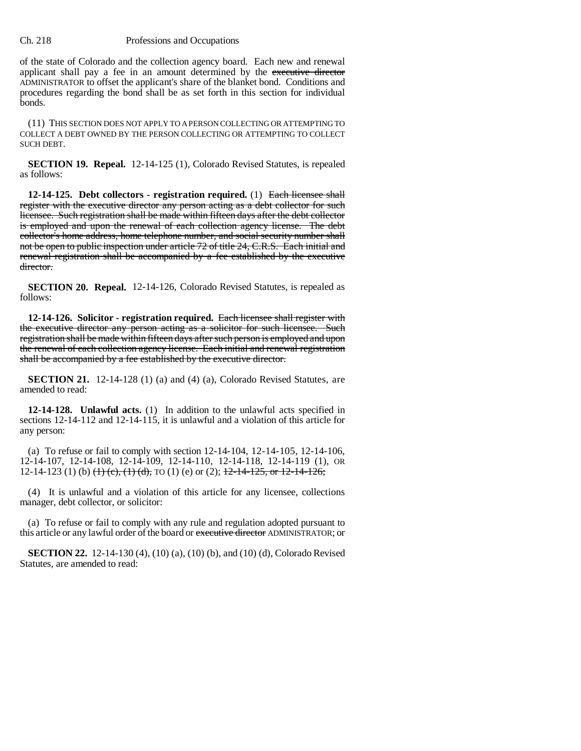of the state of Colorado and the collection agency board. Each new and renewal applicant shall pay a fee in an amount determined by the ~~executive director~~ ADMINISTRATOR to offset the applicant's share of the blanket bond. Conditions and procedures regarding the bond shall be as set forth in this section for individual bonds.

(11) THIS SECTION DOES NOT APPLY TO A PERSON COLLECTING OR ATTEMPTING TO COLLECT A DEBT OWNED BY THE PERSON COLLECTING OR ATTEMPTING TO COLLECT SUCH DEBT.

**SECTION 19. Repeal.** 12-14-125 (1), Colorado Revised Statutes, is repealed as follows:

**12-14-125. Debt collectors - registration required.** (1) ~~Each licensee shall register with the executive director any person acting as a debt collector for such licensee. Such registration shall be made within fifteen days after the debt collector is employed and upon the renewal of each collection agency license. The debt collector's home address, home telephone number, and social security number shall not be open to public inspection under article 72 of title 24, C.R.S. Each initial and renewal registration shall be accompanied by a fee established by the executive director.~~

**SECTION 20. Repeal.** 12-14-126, Colorado Revised Statutes, is repealed as follows:

**12-14-126. Solicitor - registration required.** ~~Each licensee shall register with the executive director any person acting as a solicitor for such licensee. Such registration shall be made within fifteen days after such person is employed and upon the renewal of each collection agency license. Each initial and renewal registration shall be accompanied by a fee established by the executive director.~~

**SECTION 21.** 12-14-128 (1) (a) and (4) (a), Colorado Revised Statutes, are amended to read:

**12-14-128. Unlawful acts.** (1) In addition to the unlawful acts specified in sections 12-14-112 and 12-14-115, it is unlawful and a violation of this article for any person:

(a) To refuse or fail to comply with section 12-14-104, 12-14-105, 12-14-106, 12-14-107, 12-14-108, 12-14-109, 12-14-110, 12-14-118, 12-14-119 (1), OR 12-14-123 (1) (b) ~~(1) (c), (1) (d),~~ TO (1) (e) or (2); ~~12-14-125, or 12-14-126;~~

(4) It is unlawful and a violation of this article for any licensee, collections manager, debt collector, or solicitor:

(a) To refuse or fail to comply with any rule and regulation adopted pursuant to this article or any lawful order of the board or ~~executive director~~ ADMINISTRATOR; or

**SECTION 22.** 12-14-130 (4), (10) (a), (10) (b), and (10) (d), Colorado Revised Statutes, are amended to read: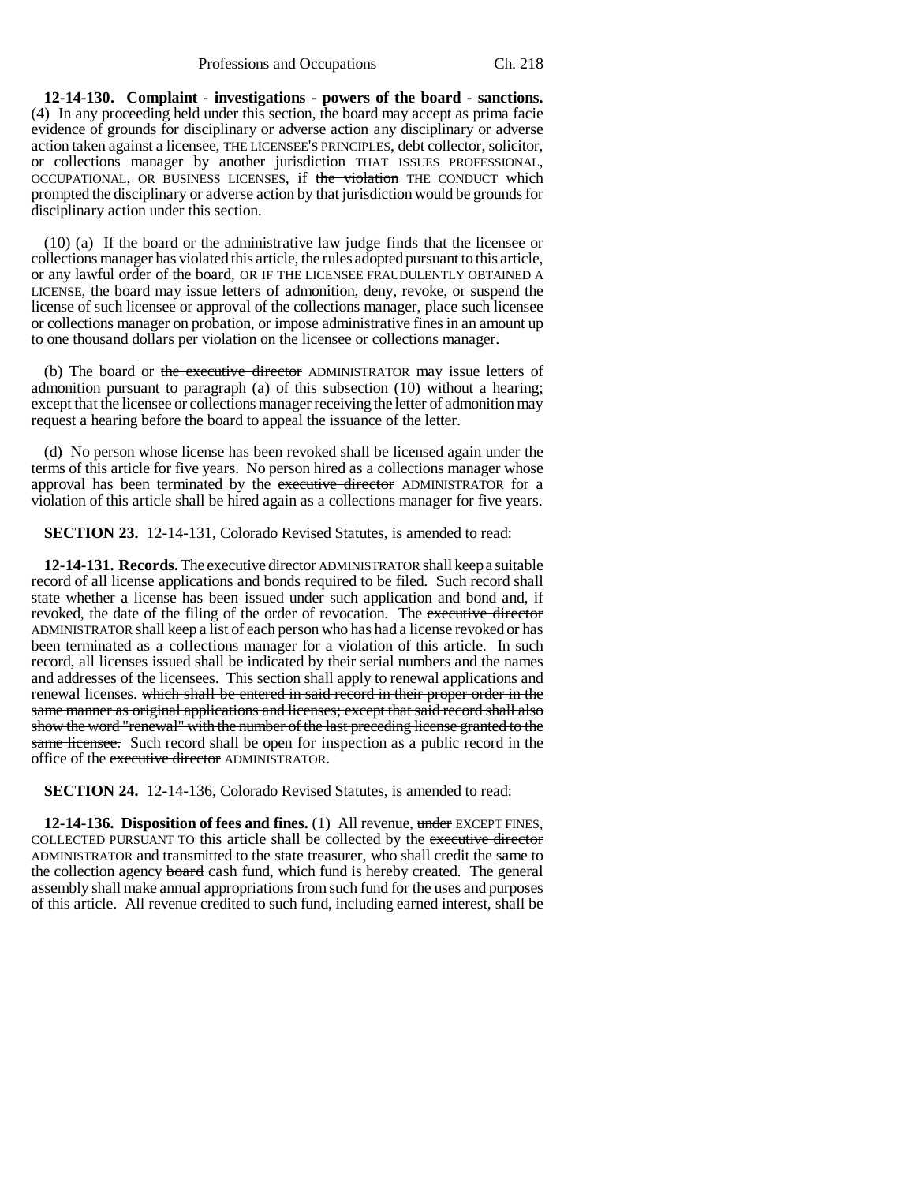**12-14-130. Complaint - investigations - powers of the board - sanctions.** (4) In any proceeding held under this section, the board may accept as prima facie evidence of grounds for disciplinary or adverse action any disciplinary or adverse action taken against a licensee, THE LICENSEE'S PRINCIPLES, debt collector, solicitor, or collections manager by another jurisdiction THAT ISSUES PROFESSIONAL, OCCUPATIONAL, OR BUSINESS LICENSES, if ~~the violation~~ THE CONDUCT which prompted the disciplinary or adverse action by that jurisdiction would be grounds for disciplinary action under this section.

(10) (a) If the board or the administrative law judge finds that the licensee or collections manager has violated this article, the rules adopted pursuant to this article, or any lawful order of the board, OR IF THE LICENSEE FRAUDULENTLY OBTAINED A LICENSE, the board may issue letters of admonition, deny, revoke, or suspend the license of such licensee or approval of the collections manager, place such licensee or collections manager on probation, or impose administrative fines in an amount up to one thousand dollars per violation on the licensee or collections manager.

(b) The board or ~~the executive director~~ ADMINISTRATOR may issue letters of admonition pursuant to paragraph (a) of this subsection (10) without a hearing; except that the licensee or collections manager receiving the letter of admonition may request a hearing before the board to appeal the issuance of the letter.

(d) No person whose license has been revoked shall be licensed again under the terms of this article for five years. No person hired as a collections manager whose approval has been terminated by the ~~executive director~~ ADMINISTRATOR for a violation of this article shall be hired again as a collections manager for five years.

**SECTION 23.** 12-14-131, Colorado Revised Statutes, is amended to read:

**12-14-131. Records.** The ~~executive director~~ ADMINISTRATOR shall keep a suitable record of all license applications and bonds required to be filed. Such record shall state whether a license has been issued under such application and bond and, if revoked, the date of the filing of the order of revocation. The ~~executive director~~ ADMINISTRATOR shall keep a list of each person who has had a license revoked or has been terminated as a collections manager for a violation of this article. In such record, all licenses issued shall be indicated by their serial numbers and the names and addresses of the licensees. This section shall apply to renewal applications and renewal licenses. ~~which shall be entered in said record in their proper order in the same manner as original applications and licenses; except that said record shall also show the word "renewal" with the number of the last preceding license granted to the same licensee.~~ Such record shall be open for inspection as a public record in the office of the ~~executive director~~ ADMINISTRATOR.

**SECTION 24.** 12-14-136, Colorado Revised Statutes, is amended to read:

**12-14-136. Disposition of fees and fines.** (1) All revenue, ~~under~~ EXCEPT FINES, COLLECTED PURSUANT TO this article shall be collected by the ~~executive director~~ ADMINISTRATOR and transmitted to the state treasurer, who shall credit the same to the collection agency ~~board~~ cash fund, which fund is hereby created. The general assembly shall make annual appropriations from such fund for the uses and purposes of this article. All revenue credited to such fund, including earned interest, shall be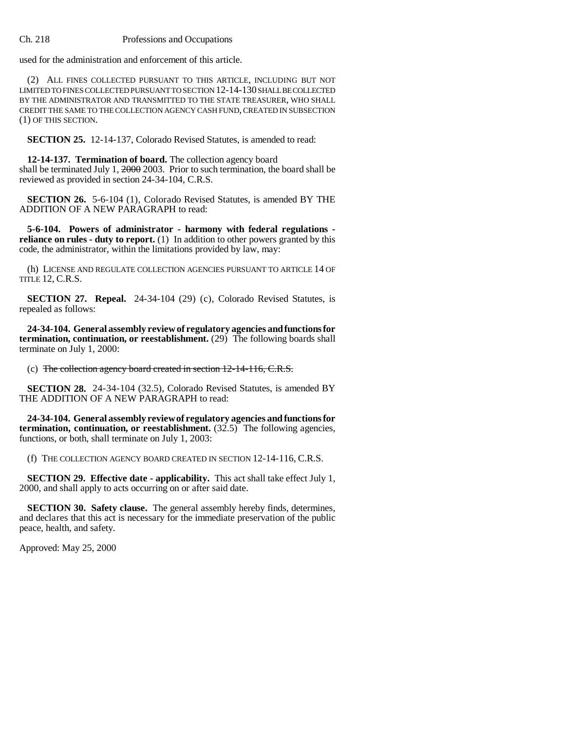used for the administration and enforcement of this article.

(2) ALL FINES COLLECTED PURSUANT TO THIS ARTICLE, INCLUDING BUT NOT LIMITED TO FINES COLLECTED PURSUANT TO SECTION 12-14-130 SHALL BE COLLECTED BY THE ADMINISTRATOR AND TRANSMITTED TO THE STATE TREASURER, WHO SHALL CREDIT THE SAME TO THE COLLECTION AGENCY CASH FUND, CREATED IN SUBSECTION (1) OF THIS SECTION.

**SECTION 25.** 12-14-137, Colorado Revised Statutes, is amended to read:

**12-14-137. Termination of board.** The collection agency board shall be terminated July 1, ~~2000~~ 2003. Prior to such termination, the board shall be reviewed as provided in section 24-34-104, C.R.S.

**SECTION 26.** 5-6-104 (1), Colorado Revised Statutes, is amended BY THE ADDITION OF A NEW PARAGRAPH to read:

**5-6-104. Powers of administrator - harmony with federal regulations - reliance on rules - duty to report.** (1) In addition to other powers granted by this code, the administrator, within the limitations provided by law, may:

(h) LICENSE AND REGULATE COLLECTION AGENCIES PURSUANT TO ARTICLE 14 OF TITLE 12, C.R.S.

**SECTION 27. Repeal.** 24-34-104 (29) (c), Colorado Revised Statutes, is repealed as follows:

**24-34-104. General assembly review of regulatory agencies and functions for termination, continuation, or reestablishment.** (29) The following boards shall terminate on July 1, 2000:

(c) ~~The collection agency board created in section 12-14-116, C.R.S.~~

**SECTION 28.** 24-34-104 (32.5), Colorado Revised Statutes, is amended BY THE ADDITION OF A NEW PARAGRAPH to read:

**24-34-104. General assembly review of regulatory agencies and functions for termination, continuation, or reestablishment.** (32.5) The following agencies, functions, or both, shall terminate on July 1, 2003:

(f) THE COLLECTION AGENCY BOARD CREATED IN SECTION 12-14-116, C.R.S.

**SECTION 29. Effective date - applicability.** This act shall take effect July 1, 2000, and shall apply to acts occurring on or after said date.

**SECTION 30. Safety clause.** The general assembly hereby finds, determines, and declares that this act is necessary for the immediate preservation of the public peace, health, and safety.

Approved: May 25, 2000